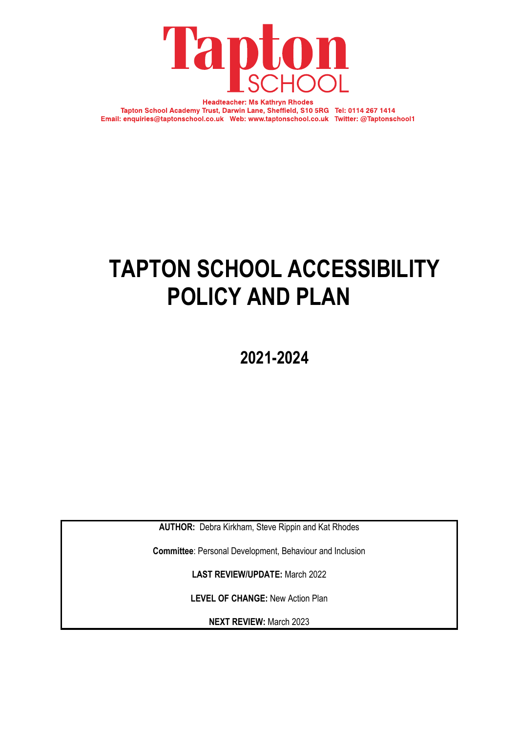# Tapton SCHOOL

**Headteacher: Ms Kathryn Rhodes**
**Tapton School Academy Trust, Darwin Lane, Sheffield, S10 5RG Tel: 0114 267 1414**
**Email: enquiries@taptonschool.co.uk Web: www.taptonschool.co.uk Twitter: @Taptonschool1**

# TAPTON SCHOOL ACCESSIBILITY POLICY AND PLAN

## 2021-2024

**AUTHOR:** Debra Kirkham, Steve Rippin and Kat Rhodes

**Committee**: Personal Development, Behaviour and Inclusion

**LAST REVIEW/UPDATE:** March 2022

**LEVEL OF CHANGE:** New Action Plan

**NEXT REVIEW:** March 2023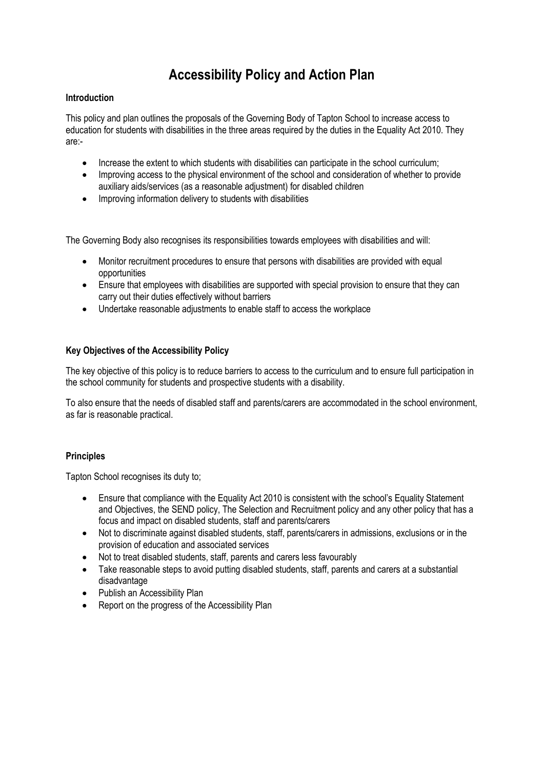# Accessibility Policy and Action Plan

**Introduction**

This policy and plan outlines the proposals of the Governing Body of Tapton School to increase access to education for students with disabilities in the three areas required by the duties in the Equality Act 2010. They are:-

- Increase the extent to which students with disabilities can participate in the school curriculum;
- Improving access to the physical environment of the school and consideration of whether to provide auxiliary aids/services (as a reasonable adjustment) for disabled children
- Improving information delivery to students with disabilities

The Governing Body also recognises its responsibilities towards employees with disabilities and will:

- Monitor recruitment procedures to ensure that persons with disabilities are provided with equal opportunities
- Ensure that employees with disabilities are supported with special provision to ensure that they can carry out their duties effectively without barriers
- Undertake reasonable adjustments to enable staff to access the workplace

**Key Objectives of the Accessibility Policy**

The key objective of this policy is to reduce barriers to access to the curriculum and to ensure full participation in the school community for students and prospective students with a disability.

To also ensure that the needs of disabled staff and parents/carers are accommodated in the school environment, as far is reasonable practical.

**Principles**

Tapton School recognises its duty to;

- Ensure that compliance with the Equality Act 2010 is consistent with the school's Equality Statement and Objectives, the SEND policy, The Selection and Recruitment policy and any other policy that has a focus and impact on disabled students, staff and parents/carers
- Not to discriminate against disabled students, staff, parents/carers in admissions, exclusions or in the provision of education and associated services
- Not to treat disabled students, staff, parents and carers less favourably
- Take reasonable steps to avoid putting disabled students, staff, parents and carers at a substantial disadvantage
- Publish an Accessibility Plan
- Report on the progress of the Accessibility Plan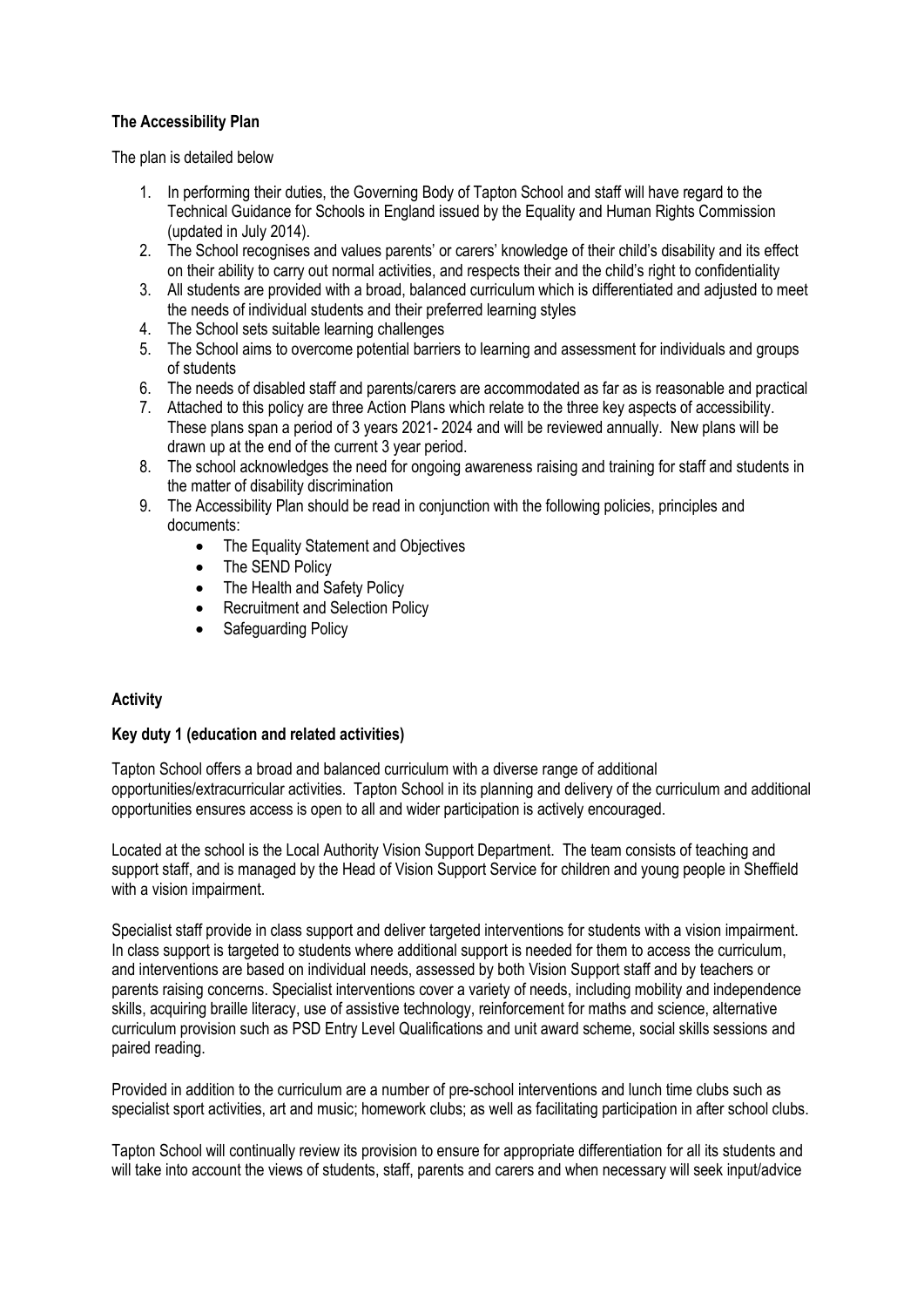**The Accessibility Plan**

The plan is detailed below

1. In performing their duties, the Governing Body of Tapton School and staff will have regard to the Technical Guidance for Schools in England issued by the Equality and Human Rights Commission (updated in July 2014).
2. The School recognises and values parents' or carers' knowledge of their child's disability and its effect on their ability to carry out normal activities, and respects their and the child's right to confidentiality
3. All students are provided with a broad, balanced curriculum which is differentiated and adjusted to meet the needs of individual students and their preferred learning styles
4. The School sets suitable learning challenges
5. The School aims to overcome potential barriers to learning and assessment for individuals and groups of students
6. The needs of disabled staff and parents/carers are accommodated as far as is reasonable and practical
7. Attached to this policy are three Action Plans which relate to the three key aspects of accessibility. These plans span a period of 3 years 2021- 2024 and will be reviewed annually. New plans will be drawn up at the end of the current 3 year period.
8. The school acknowledges the need for ongoing awareness raising and training for staff and students in the matter of disability discrimination
9. The Accessibility Plan should be read in conjunction with the following policies, principles and documents:
   - The Equality Statement and Objectives
   - The SEND Policy
   - The Health and Safety Policy
   - Recruitment and Selection Policy
   - Safeguarding Policy

**Activity**

**Key duty 1 (education and related activities)**

Tapton School offers a broad and balanced curriculum with a diverse range of additional opportunities/extracurricular activities. Tapton School in its planning and delivery of the curriculum and additional opportunities ensures access is open to all and wider participation is actively encouraged.

Located at the school is the Local Authority Vision Support Department. The team consists of teaching and support staff, and is managed by the Head of Vision Support Service for children and young people in Sheffield with a vision impairment.

Specialist staff provide in class support and deliver targeted interventions for students with a vision impairment. In class support is targeted to students where additional support is needed for them to access the curriculum, and interventions are based on individual needs, assessed by both Vision Support staff and by teachers or parents raising concerns. Specialist interventions cover a variety of needs, including mobility and independence skills, acquiring braille literacy, use of assistive technology, reinforcement for maths and science, alternative curriculum provision such as PSD Entry Level Qualifications and unit award scheme, social skills sessions and paired reading.

Provided in addition to the curriculum are a number of pre-school interventions and lunch time clubs such as specialist sport activities, art and music; homework clubs; as well as facilitating participation in after school clubs.

Tapton School will continually review its provision to ensure for appropriate differentiation for all its students and will take into account the views of students, staff, parents and carers and when necessary will seek input/advice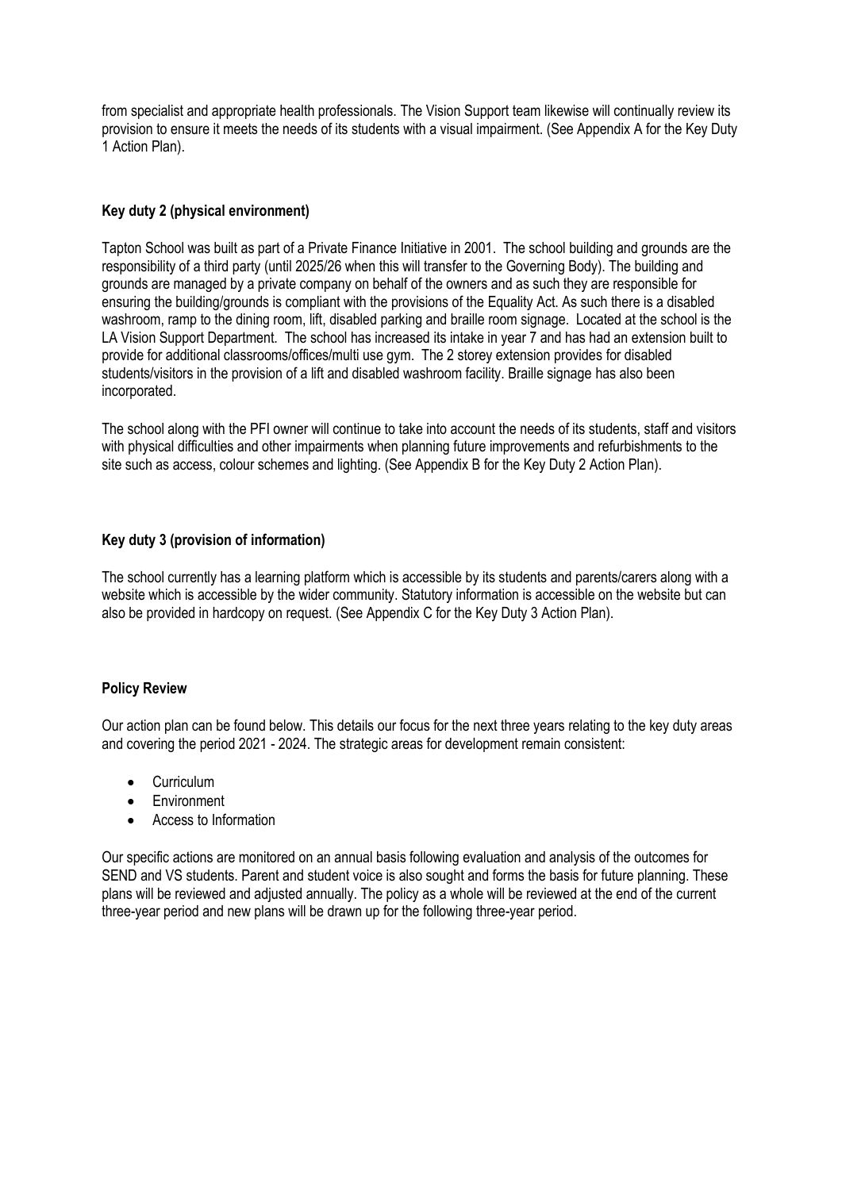from specialist and appropriate health professionals. The Vision Support team likewise will continually review its provision to ensure it meets the needs of its students with a visual impairment. (See Appendix A for the Key Duty 1 Action Plan).

**Key duty 2 (physical environment)**

Tapton School was built as part of a Private Finance Initiative in 2001. The school building and grounds are the responsibility of a third party (until 2025/26 when this will transfer to the Governing Body). The building and grounds are managed by a private company on behalf of the owners and as such they are responsible for ensuring the building/grounds is compliant with the provisions of the Equality Act. As such there is a disabled washroom, ramp to the dining room, lift, disabled parking and braille room signage. Located at the school is the LA Vision Support Department. The school has increased its intake in year 7 and has had an extension built to provide for additional classrooms/offices/multi use gym. The 2 storey extension provides for disabled students/visitors in the provision of a lift and disabled washroom facility. Braille signage has also been incorporated.

The school along with the PFI owner will continue to take into account the needs of its students, staff and visitors with physical difficulties and other impairments when planning future improvements and refurbishments to the site such as access, colour schemes and lighting. (See Appendix B for the Key Duty 2 Action Plan).

**Key duty 3 (provision of information)**

The school currently has a learning platform which is accessible by its students and parents/carers along with a website which is accessible by the wider community. Statutory information is accessible on the website but can also be provided in hardcopy on request. (See Appendix C for the Key Duty 3 Action Plan).

**Policy Review**

Our action plan can be found below. This details our focus for the next three years relating to the key duty areas and covering the period 2021 - 2024. The strategic areas for development remain consistent:

- Curriculum
- Environment
- Access to Information

Our specific actions are monitored on an annual basis following evaluation and analysis of the outcomes for SEND and VS students. Parent and student voice is also sought and forms the basis for future planning. These plans will be reviewed and adjusted annually. The policy as a whole will be reviewed at the end of the current three-year period and new plans will be drawn up for the following three-year period.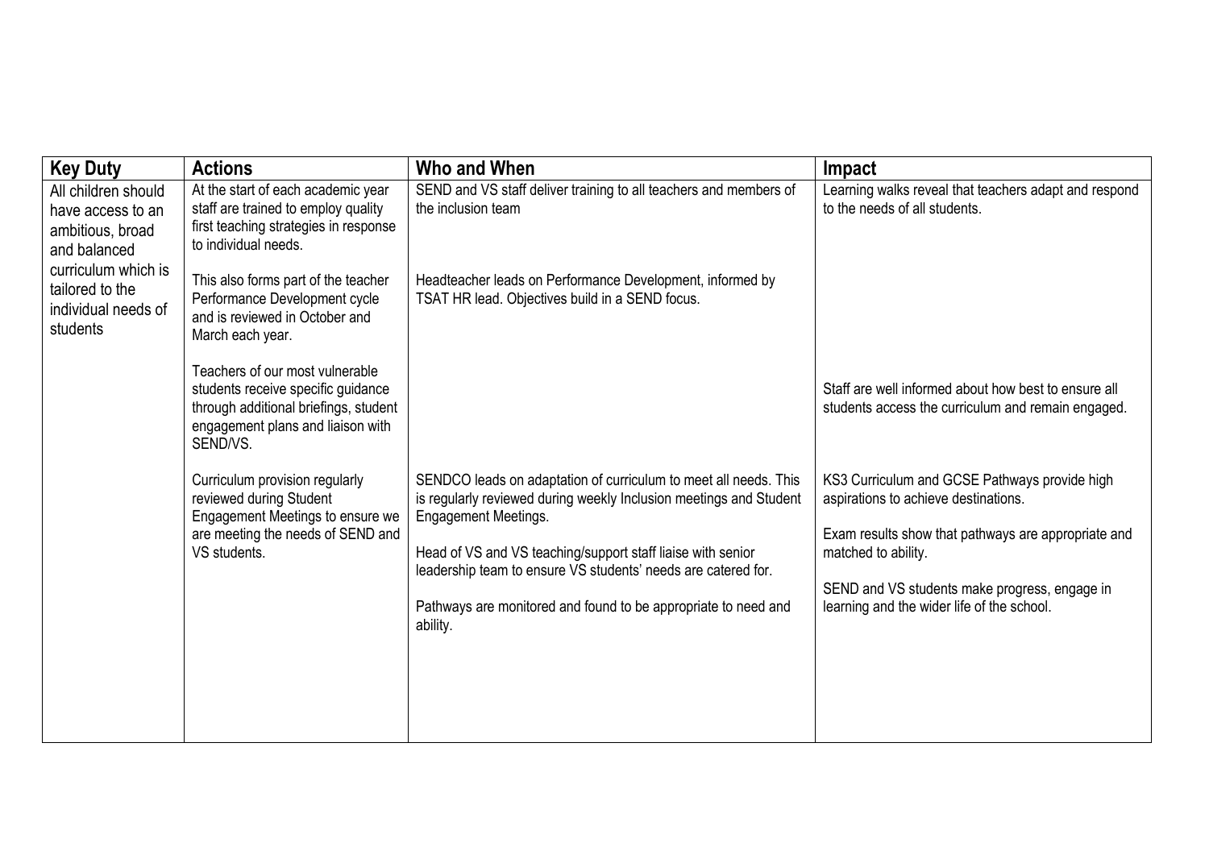| Key Duty | Actions | Who and When | Impact |
| --- | --- | --- | --- |
| All children should have access to an ambitious, broad and balanced curriculum which is tailored to the individual needs of students | At the start of each academic year staff are trained to employ quality first teaching strategies in response to individual needs. | SEND and VS staff deliver training to all teachers and members of the inclusion team | Learning walks reveal that teachers adapt and respond to the needs of all students. |
| | This also forms part of the teacher Performance Development cycle and is reviewed in October and March each year. | Headteacher leads on Performance Development, informed by TSAT HR lead. Objectives build in a SEND focus. | |
| | Teachers of our most vulnerable students receive specific guidance through additional briefings, student engagement plans and liaison with SEND/VS. | | Staff are well informed about how best to ensure all students access the curriculum and remain engaged. |
| | Curriculum provision regularly reviewed during Student Engagement Meetings to ensure we are meeting the needs of SEND and VS students. | SENDCO leads on adaptation of curriculum to meet all needs. This is regularly reviewed during weekly Inclusion meetings and Student Engagement Meetings.<br><br>Head of VS and VS teaching/support staff liaise with senior leadership team to ensure VS students' needs are catered for.<br><br>Pathways are monitored and found to be appropriate to need and ability. | KS3 Curriculum and GCSE Pathways provide high aspirations to achieve destinations.<br><br>Exam results show that pathways are appropriate and matched to ability.<br><br>SEND and VS students make progress, engage in learning and the wider life of the school. |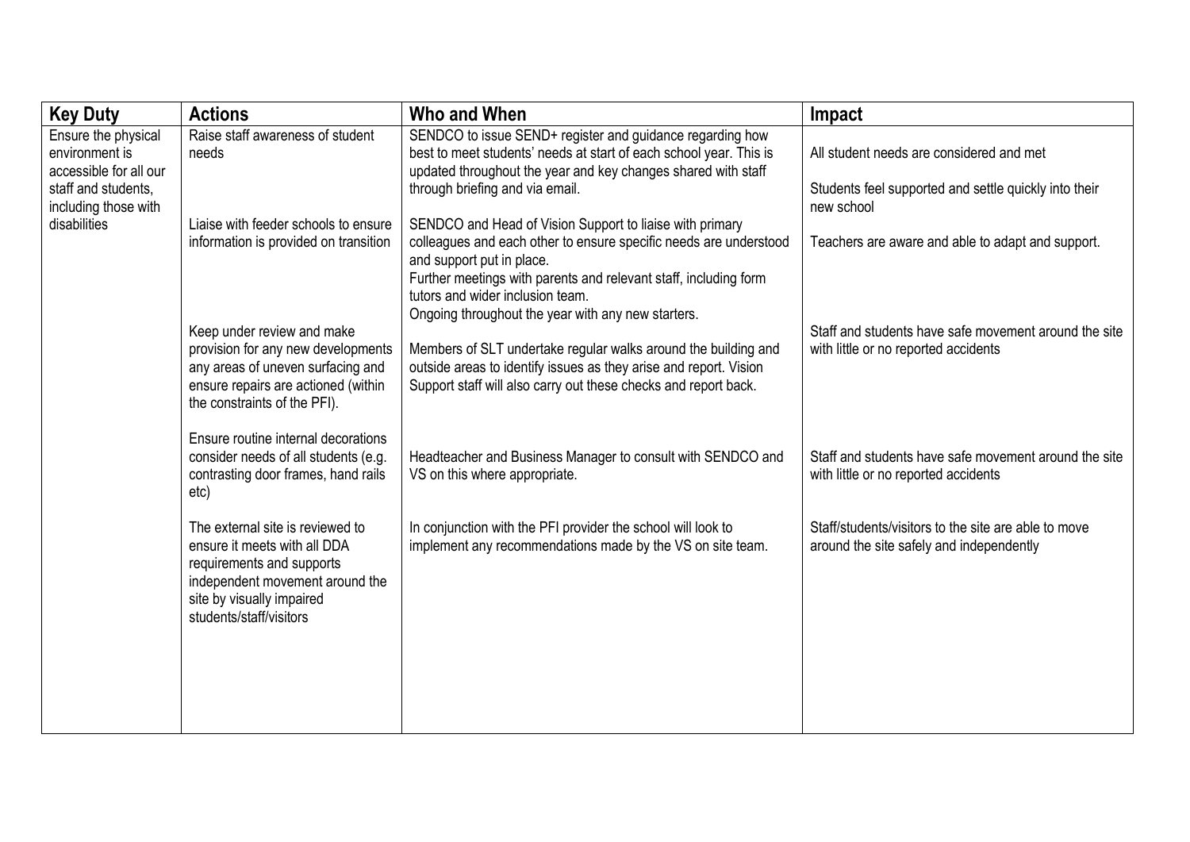| Key Duty | Actions | Who and When | Impact |
|---|---|---|---|
| Ensure the physical environment is accessible for all our staff and students, including those with disabilities | Raise staff awareness of student needs | SENDCO to issue SEND+ register and guidance regarding how best to meet students' needs at start of each school year. This is updated throughout the year and key changes shared with staff through briefing and via email. | All student needs are considered and met<br><br>Students feel supported and settle quickly into their new school |
| | Liaise with feeder schools to ensure information is provided on transition | SENDCO and Head of Vision Support to liaise with primary colleagues and each other to ensure specific needs are understood and support put in place.<br>Further meetings with parents and relevant staff, including form tutors and wider inclusion team.<br>Ongoing throughout the year with any new starters. | Teachers are aware and able to adapt and support. |
| | Keep under review and make provision for any new developments any areas of uneven surfacing and ensure repairs are actioned (within the constraints of the PFI). | Members of SLT undertake regular walks around the building and outside areas to identify issues as they arise and report. Vision Support staff will also carry out these checks and report back. | Staff and students have safe movement around the site with little or no reported accidents |
| | Ensure routine internal decorations consider needs of all students (e.g. contrasting door frames, hand rails etc) | Headteacher and Business Manager to consult with SENDCO and VS on this where appropriate. | Staff and students have safe movement around the site with little or no reported accidents |
| | The external site is reviewed to ensure it meets with all DDA requirements and supports independent movement around the site by visually impaired students/staff/visitors | In conjunction with the PFI provider the school will look to implement any recommendations made by the VS on site team. | Staff/students/visitors to the site are able to move around the site safely and independently |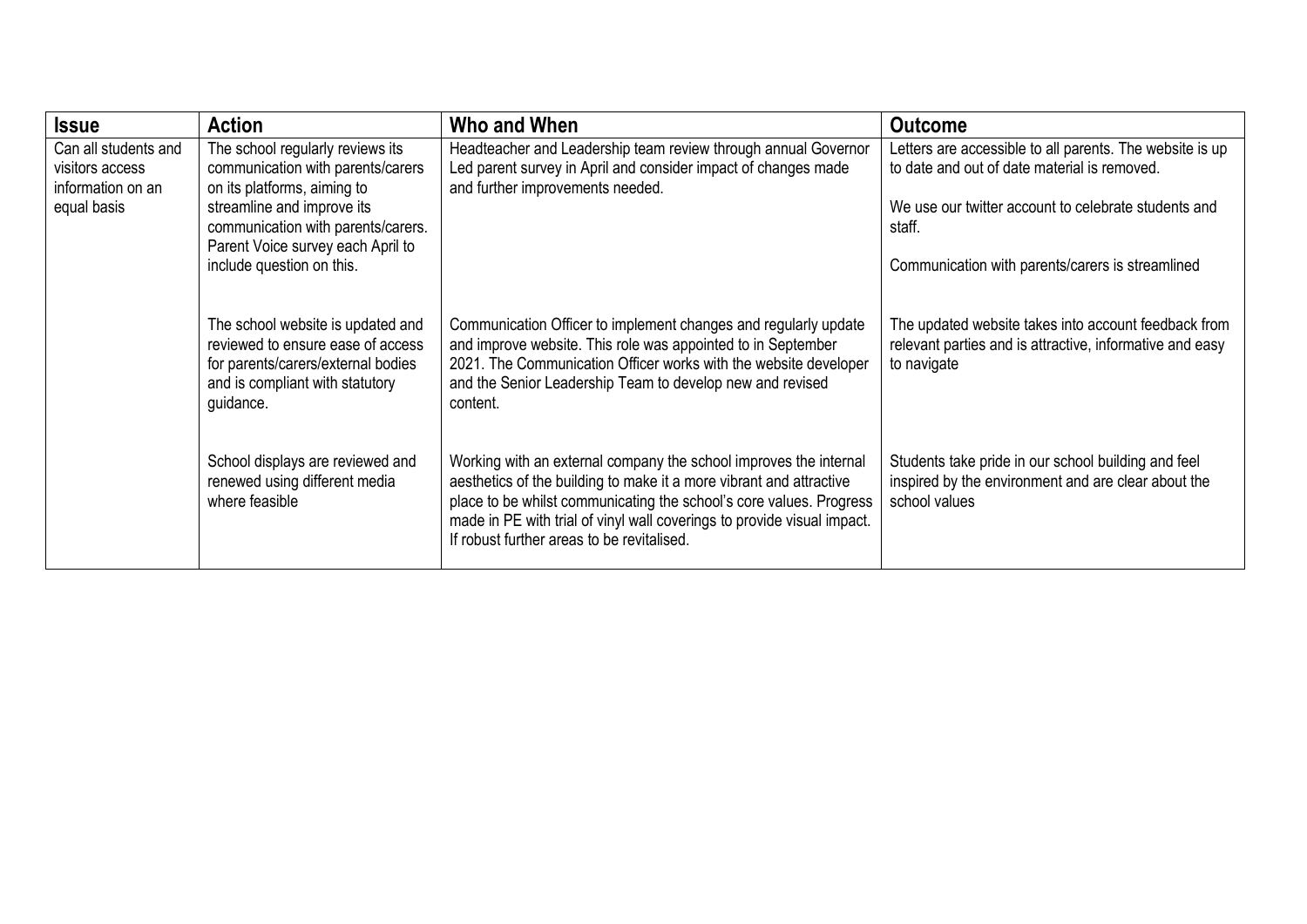| Issue | Action | Who and When | Outcome |
|---|---|---|---|
| Can all students and visitors access information on an equal basis | The school regularly reviews its communication with parents/carers on its platforms, aiming to streamline and improve its communication with parents/carers. Parent Voice survey each April to include question on this. | Headteacher and Leadership team review through annual Governor Led parent survey in April and consider impact of changes made and further improvements needed. | Letters are accessible to all parents. The website is up to date and out of date material is removed.<br><br>We use our twitter account to celebrate students and staff.<br><br>Communication with parents/carers is streamlined |
| | The school website is updated and reviewed to ensure ease of access for parents/carers/external bodies and is compliant with statutory guidance. | Communication Officer to implement changes and regularly update and improve website. This role was appointed to in September 2021. The Communication Officer works with the website developer and the Senior Leadership Team to develop new and revised content. | The updated website takes into account feedback from relevant parties and is attractive, informative and easy to navigate |
| | School displays are reviewed and renewed using different media where feasible | Working with an external company the school improves the internal aesthetics of the building to make it a more vibrant and attractive place to be whilst communicating the school's core values. Progress made in PE with trial of vinyl wall coverings to provide visual impact. If robust further areas to be revitalised. | Students take pride in our school building and feel inspired by the environment and are clear about the school values |